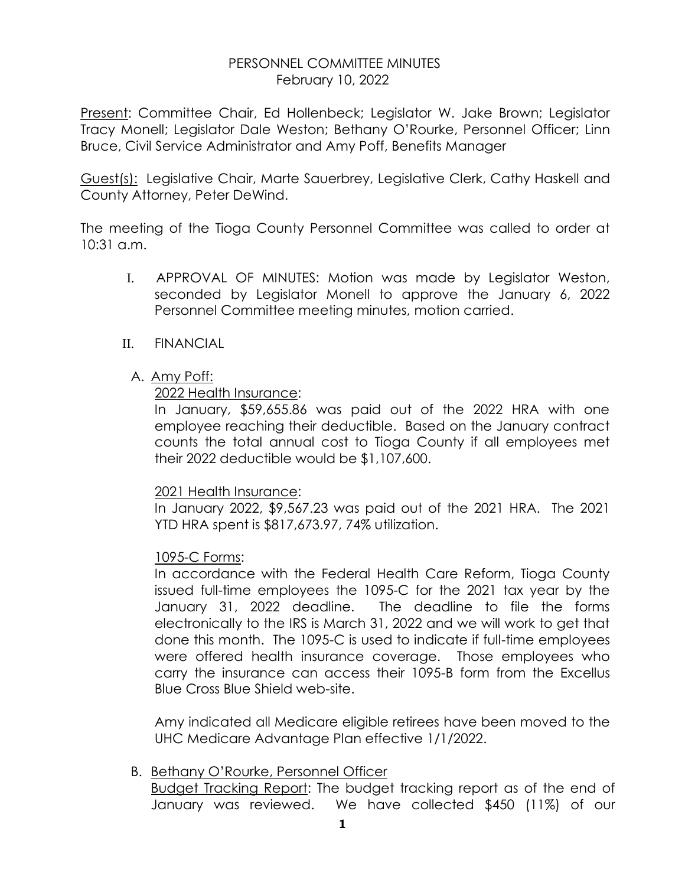# PERSONNEL COMMITTEE MINUTES
February 10, 2022

Present: Committee Chair, Ed Hollenbeck; Legislator W. Jake Brown; Legislator Tracy Monell; Legislator Dale Weston; Bethany O'Rourke, Personnel Officer; Linn Bruce, Civil Service Administrator and Amy Poff, Benefits Manager

Guest(s): Legislative Chair, Marte Sauerbrey, Legislative Clerk, Cathy Haskell and County Attorney, Peter DeWind.

The meeting of the Tioga County Personnel Committee was called to order at 10:31 a.m.

I. APPROVAL OF MINUTES: Motion was made by Legislator Weston, seconded by Legislator Monell to approve the January 6, 2022 Personnel Committee meeting minutes, motion carried.

II. FINANCIAL

A. Amy Poff:

2022 Health Insurance:

In January, $59,655.86 was paid out of the 2022 HRA with one employee reaching their deductible. Based on the January contract counts the total annual cost to Tioga County if all employees met their 2022 deductible would be $1,107,600.

2021 Health Insurance:

In January 2022, $9,567.23 was paid out of the 2021 HRA. The 2021 YTD HRA spent is $817,673.97, 74% utilization.

1095-C Forms:

In accordance with the Federal Health Care Reform, Tioga County issued full-time employees the 1095-C for the 2021 tax year by the January 31, 2022 deadline. The deadline to file the forms electronically to the IRS is March 31, 2022 and we will work to get that done this month. The 1095-C is used to indicate if full-time employees were offered health insurance coverage. Those employees who carry the insurance can access their 1095-B form from the Excellus Blue Cross Blue Shield web-site.

Amy indicated all Medicare eligible retirees have been moved to the UHC Medicare Advantage Plan effective 1/1/2022.

B. Bethany O'Rourke, Personnel Officer

Budget Tracking Report: The budget tracking report as of the end of January was reviewed. We have collected $450 (11%) of our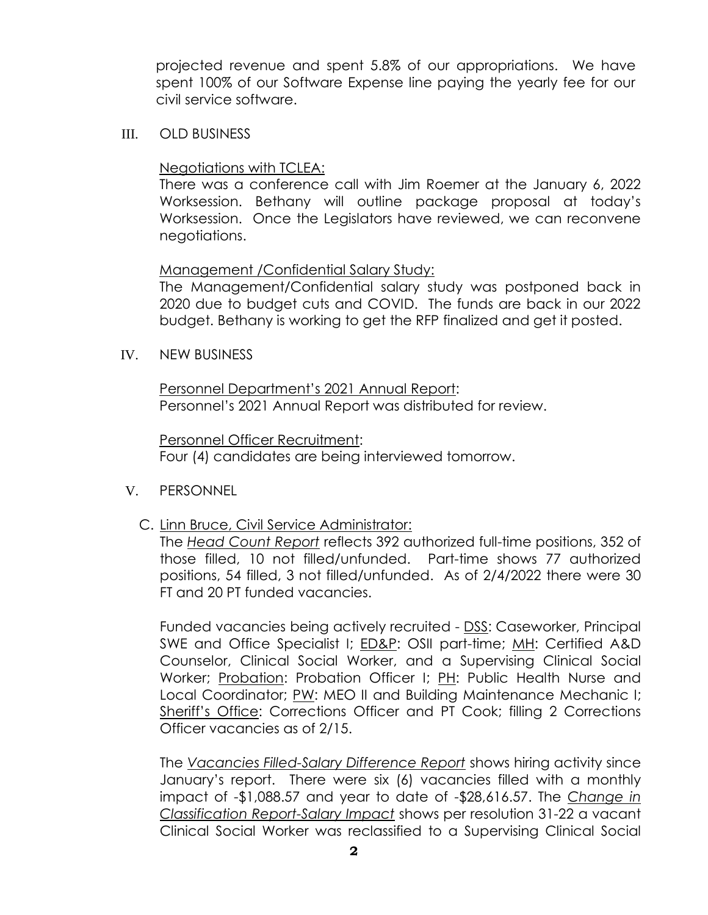projected revenue and spent 5.8% of our appropriations. We have spent 100% of our Software Expense line paying the yearly fee for our civil service software.

III. OLD BUSINESS

<u>Negotiations with TCLEA:</u>
There was a conference call with Jim Roemer at the January 6, 2022 Worksession. Bethany will outline package proposal at today's Worksession. Once the Legislators have reviewed, we can reconvene negotiations.

<u>Management /Confidential Salary Study:</u>
The Management/Confidential salary study was postponed back in 2020 due to budget cuts and COVID. The funds are back in our 2022 budget. Bethany is working to get the RFP finalized and get it posted.

IV. NEW BUSINESS

<u>Personnel Department's 2021 Annual Report</u>:
Personnel's 2021 Annual Report was distributed for review.

<u>Personnel Officer Recruitment</u>:
Four (4) candidates are being interviewed tomorrow.

V. PERSONNEL

C. <u>Linn Bruce, Civil Service Administrator:</u>
The *<u>Head Count Report</u>* reflects 392 authorized full-time positions, 352 of those filled, 10 not filled/unfunded. Part-time shows 77 authorized positions, 54 filled, 3 not filled/unfunded. As of 2/4/2022 there were 30 FT and 20 PT funded vacancies.

Funded vacancies being actively recruited - <u>DSS</u>: Caseworker, Principal SWE and Office Specialist I; <u>ED&P</u>: OSII part-time; <u>MH</u>: Certified A&D Counselor, Clinical Social Worker, and a Supervising Clinical Social Worker; <u>Probation</u>: Probation Officer I; <u>PH</u>: Public Health Nurse and Local Coordinator; <u>PW</u>: MEO II and Building Maintenance Mechanic I; <u>Sheriff's Office</u>: Corrections Officer and PT Cook; filling 2 Corrections Officer vacancies as of 2/15.

The *<u>Vacancies Filled-Salary Difference Report</u>* shows hiring activity since January's report. There were six (6) vacancies filled with a monthly impact of -$1,088.57 and year to date of -$28,616.57. The *<u>Change in Classification Report-Salary Impact</u>* shows per resolution 31-22 a vacant Clinical Social Worker was reclassified to a Supervising Clinical Social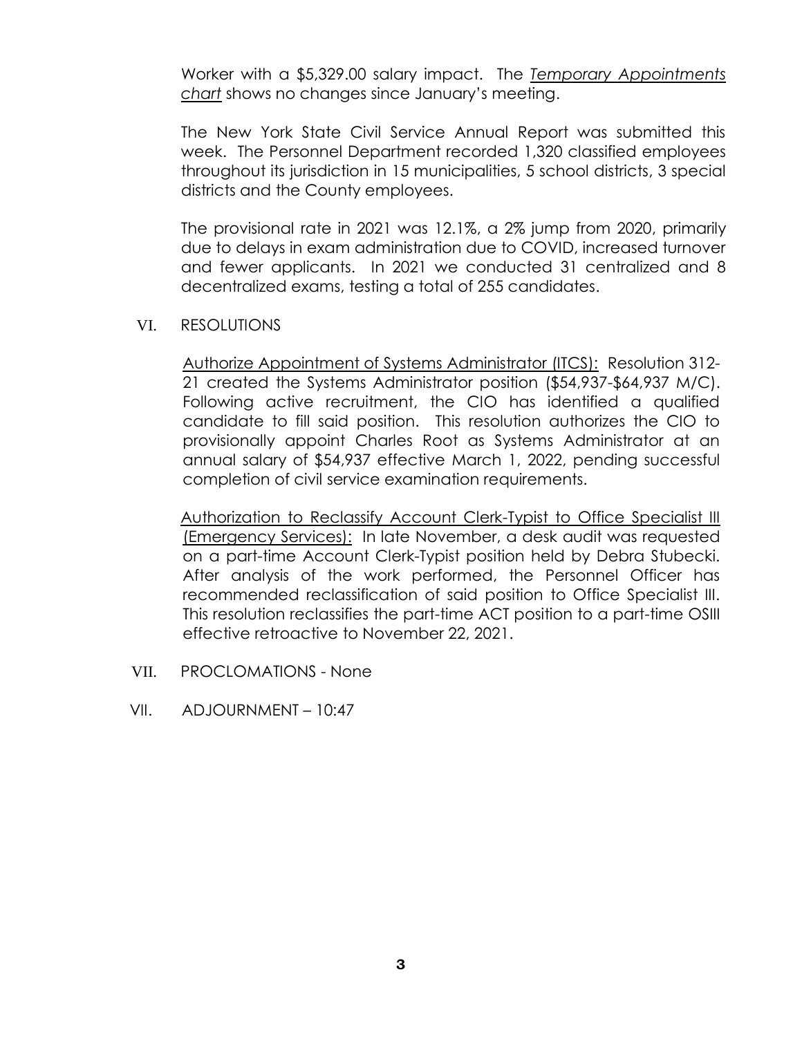Worker with a $5,329.00 salary impact. The *Temporary Appointments chart* shows no changes since January's meeting.

The New York State Civil Service Annual Report was submitted this week. The Personnel Department recorded 1,320 classified employees throughout its jurisdiction in 15 municipalities, 5 school districts, 3 special districts and the County employees.

The provisional rate in 2021 was 12.1%, a 2% jump from 2020, primarily due to delays in exam administration due to COVID, increased turnover and fewer applicants. In 2021 we conducted 31 centralized and 8 decentralized exams, testing a total of 255 candidates.

VI. RESOLUTIONS

Authorize Appointment of Systems Administrator (ITCS): Resolution 312-21 created the Systems Administrator position ($54,937-$64,937 M/C). Following active recruitment, the CIO has identified a qualified candidate to fill said position. This resolution authorizes the CIO to provisionally appoint Charles Root as Systems Administrator at an annual salary of $54,937 effective March 1, 2022, pending successful completion of civil service examination requirements.

Authorization to Reclassify Account Clerk-Typist to Office Specialist III (Emergency Services): In late November, a desk audit was requested on a part-time Account Clerk-Typist position held by Debra Stubecki. After analysis of the work performed, the Personnel Officer has recommended reclassification of said position to Office Specialist III. This resolution reclassifies the part-time ACT position to a part-time OSIII effective retroactive to November 22, 2021.

VII. PROCLOMATIONS - None

VII. ADJOURNMENT – 10:47